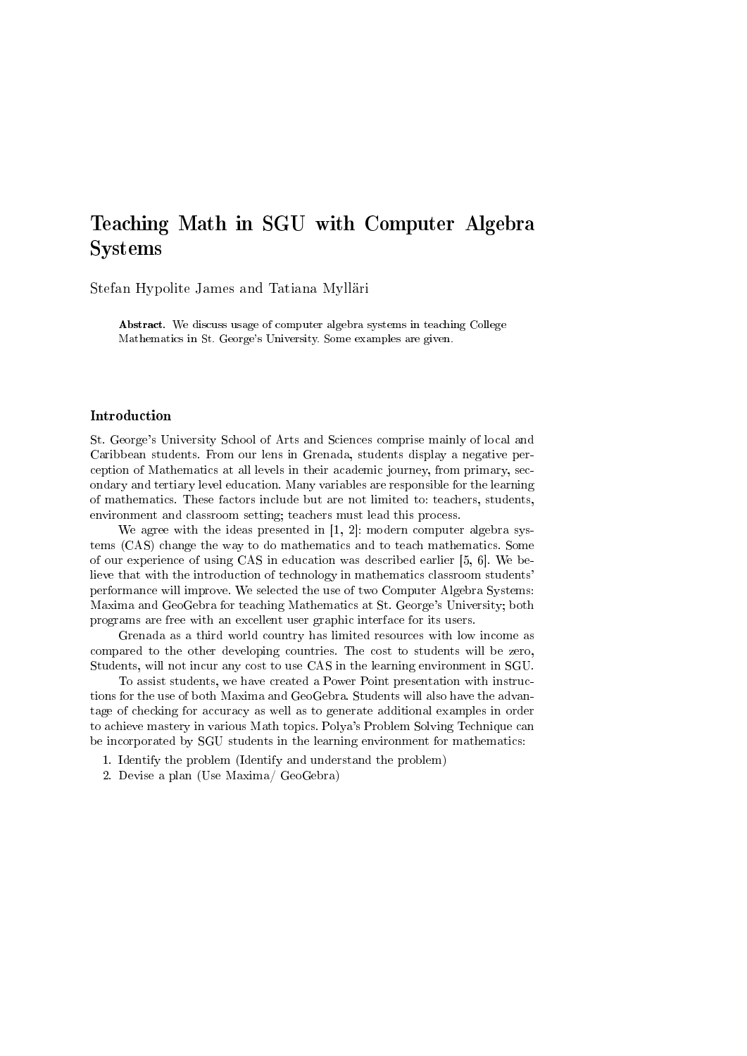# Teaching Math in SGU with Computer Algebra Systems

Stefan Hypolite James and Tatiana Mylläri

**Abstract.** We discuss usage of computer algebra systems in teaching College Mathematics in St. George's University. Some examples are given.

## Introduction

St. George's University School of Arts and Sciences comprise mainly of local and Caribbean students. From our lens in Grenada, students display a negative perception of Mathematics at all levels in their academic journey, from primary, secondary and tertiary level education. Many variables are responsible for the learning of mathematics. These factors include but are not limited to: teachers, students, environment and classroom setting; teachers must lead this process.

We agree with the ideas presented in [1, 2]: modern computer algebra systems (CAS) change the way to do mathematics and to teach mathematics. Some of our experience of using CAS in education was described earlier [5, 6]. We believe that with the introduction of technology in mathematics classroom students' performance will improve. We selected the use of two Computer Algebra Systems: Maxima and GeoGebra for teaching Mathematics at St. George's University; both programs are free with an excellent user graphic interface for its users.

Grenada as a third world country has limited resources with low income as compared to the other developing countries. The cost to students will be zero, Students, will not incur any cost to use CAS in the learning environment in SGU.

To assist students, we have created a Power Point presentation with instructions for the use of both Maxima and GeoGebra. Students will also have the advantage of checking for accuracy as well as to generate additional examples in order to achieve mastery in various Math topics. Polya's Problem Solving Technique can be incorporated by SGU students in the learning environment for mathematics:

1. Identify the problem (Identify and understand the problem)
2. Devise a plan (Use Maxima/ GeoGebra)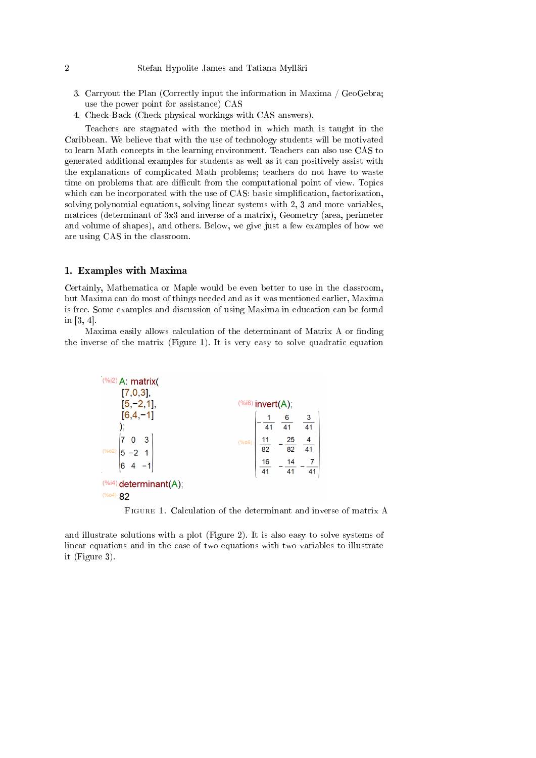3. Carryout the Plan (Correctly input the information in Maxima / GeoGebra; use the power point for assistance) CAS
4. Check-Back (Check physical workings with CAS answers).

Teachers are stagnated with the method in which math is taught in the Caribbean. We believe that with the use of technology students will be motivated to learn Math concepts in the learning environment. Teachers can also use CAS to generated additional examples for students as well as it can positively assist with the explanations of complicated Math problems; teachers do not have to waste time on problems that are difficult from the computational point of view. Topics which can be incorporated with the use of CAS: basic simplification, factorization, solving polynomial equations, solving linear systems with 2, 3 and more variables, matrices (determinant of 3x3 and inverse of a matrix), Geometry (area, perimeter and volume of shapes), and others. Below, we give just a few examples of how we are using CAS in the classroom.

## 1. Examples with Maxima

Certainly, Mathematica or Maple would be even better to use in the classroom, but Maxima can do most of things needed and as it was mentioned earlier, Maxima is free. Some examples and discussion of using Maxima in education can be found in [3, 4].

Maxima easily allows calculation of the determinant of Matrix A or finding the inverse of the matrix (Figure 1). It is very easy to solve quadratic equation

```
(%i2) A: matrix(
        [7,0,3],
        [5,-2,1],
        [6,4,-1]
      );
```

$$(\%o2)\quad \begin{pmatrix} 7 & 0 & 3 \\ 5 & -2 & 1 \\ 6 & 4 & -1 \end{pmatrix}$$

```
(%i4) determinant(A);
(%o4) 82
```

```
(%i6) invert(A);
```

$$(\%o6)\quad \begin{pmatrix} -\frac{1}{41} & \frac{6}{41} & \frac{3}{41} \\ \frac{11}{82} & -\frac{25}{82} & \frac{4}{41} \\ \frac{16}{41} & -\frac{14}{41} & -\frac{7}{41} \end{pmatrix}$$

Figure 1. Calculation of the determinant and inverse of matrix A

and illustrate solutions with a plot (Figure 2). It is also easy to solve systems of linear equations and in the case of two equations with two variables to illustrate it (Figure 3).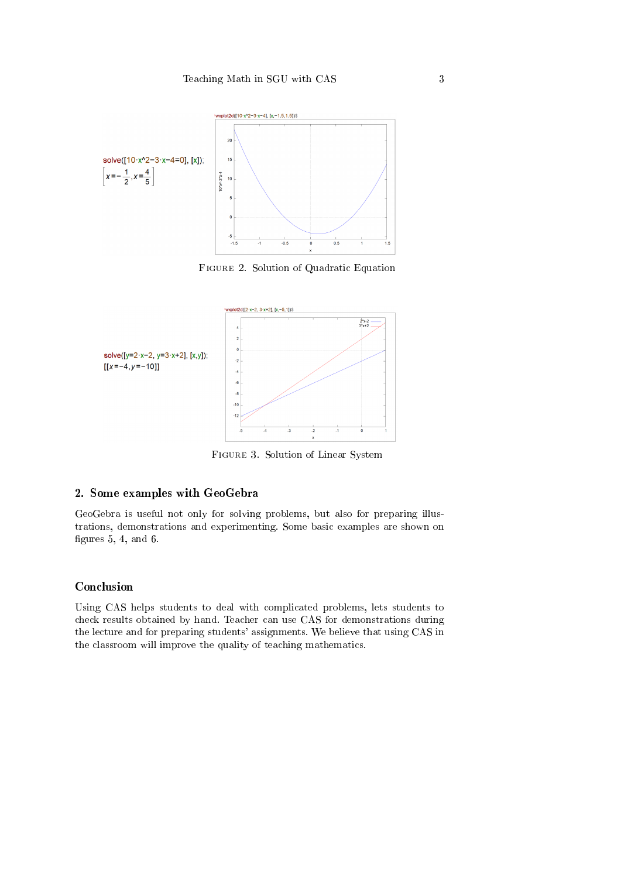```
solve([10·x^2−3·x−4=0], [x]);
```

$$\left[x=-\frac{1}{2}, x=\frac{4}{5}\right]$$

```
wxplot2d([10·x^2−3·x−4], [x,−1.5,1.5])$
```

Figure 2. Solution of Quadratic Equation

```
solve([y=2·x−2, y=3·x+2], [x,y]);
```

$$[[x=-4, y=-10]]$$

```
wxplot2d([2·x−2, 3·x+2], [x,−5,1])$
```

Figure 3. Solution of Linear System

## 2. Some examples with GeoGebra

GeoGebra is useful not only for solving problems, but also for preparing illustrations, demonstrations and experimenting. Some basic examples are shown on figures 5, 4, and 6.

## Conclusion

Using CAS helps students to deal with complicated problems, lets students to check results obtained by hand. Teacher can use CAS for demonstrations during the lecture and for preparing students' assignments. We believe that using CAS in the classroom will improve the quality of teaching mathematics.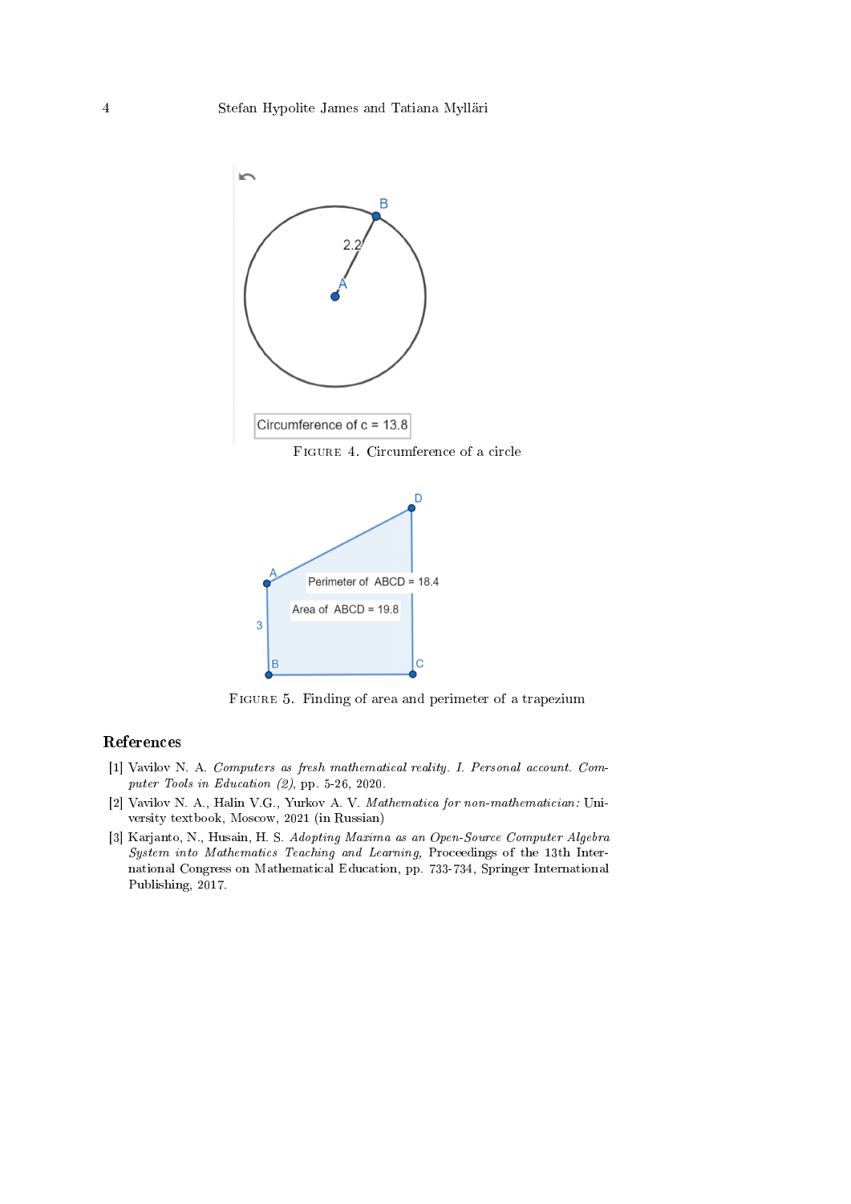Figure 4. Circumference of a circle

Figure 5. Finding of area and perimeter of a trapezium

## References

[1] Vavilov N. A. *Computers as fresh mathematical reality. I. Personal account. Computer Tools in Education (2)*, pp. 5-26, 2020.

[2] Vavilov N. A., Halin V.G., Yurkov A. V. *Mathematica for non-mathematician:* University textbook, Moscow, 2021 (in Russian)

[3] Karjanto, N., Husain, H. S. *Adopting Maxima as an Open-Source Computer Algebra System into Mathematics Teaching and Learning,* Proceedings of the 13th International Congress on Mathematical Education, pp. 733-734, Springer International Publishing, 2017.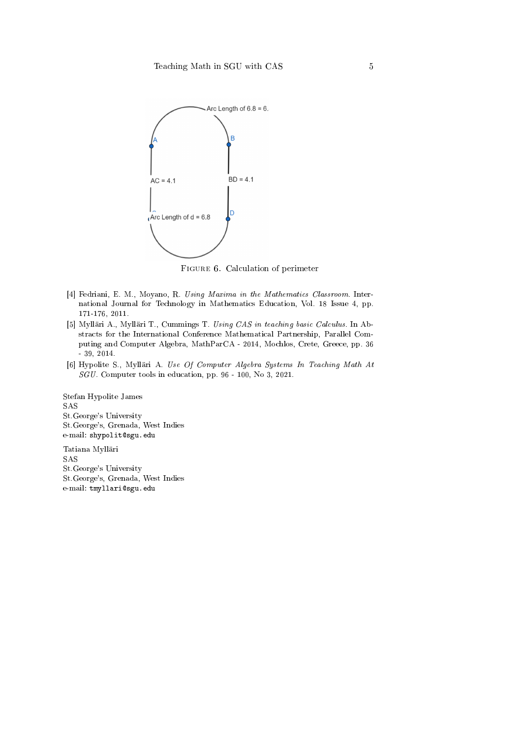Arc Length of 6.8 = 6.

A

B

AC = 4.1

BD = 4.1

D

Arc Length of d = 6.8

FIGURE 6. Calculation of perimeter

[4] Fedriani, E. M., Moyano, R. *Using Maxima in the Mathematics Classroom.* International Journal for Technology in Mathematics Education, Vol. 18 Issue 4, pp. 171-176, 2011.

[5] Mylläri A., Mylläri T., Cummings T. *Using CAS in teaching basic Calculus.* In Abstracts for the International Conference Mathematical Partnership, Parallel Computing and Computer Algebra, MathParCA - 2014, Mochlos, Crete, Greece, pp. 36 - 39, 2014.

[6] Hypolite S., Mylläri A. *Use Of Computer Algebra Systems In Teaching Math At SGU.* Computer tools in education, pp. 96 - 100, No 3, 2021.

Stefan Hypolite James
SAS
St.George's University
St.George's, Grenada, West Indies
e-mail: `shypolit@sgu.edu`

Tatiana Mylläri
SAS
St.George's University
St.George's, Grenada, West Indies
e-mail: `tmyllari@sgu.edu`